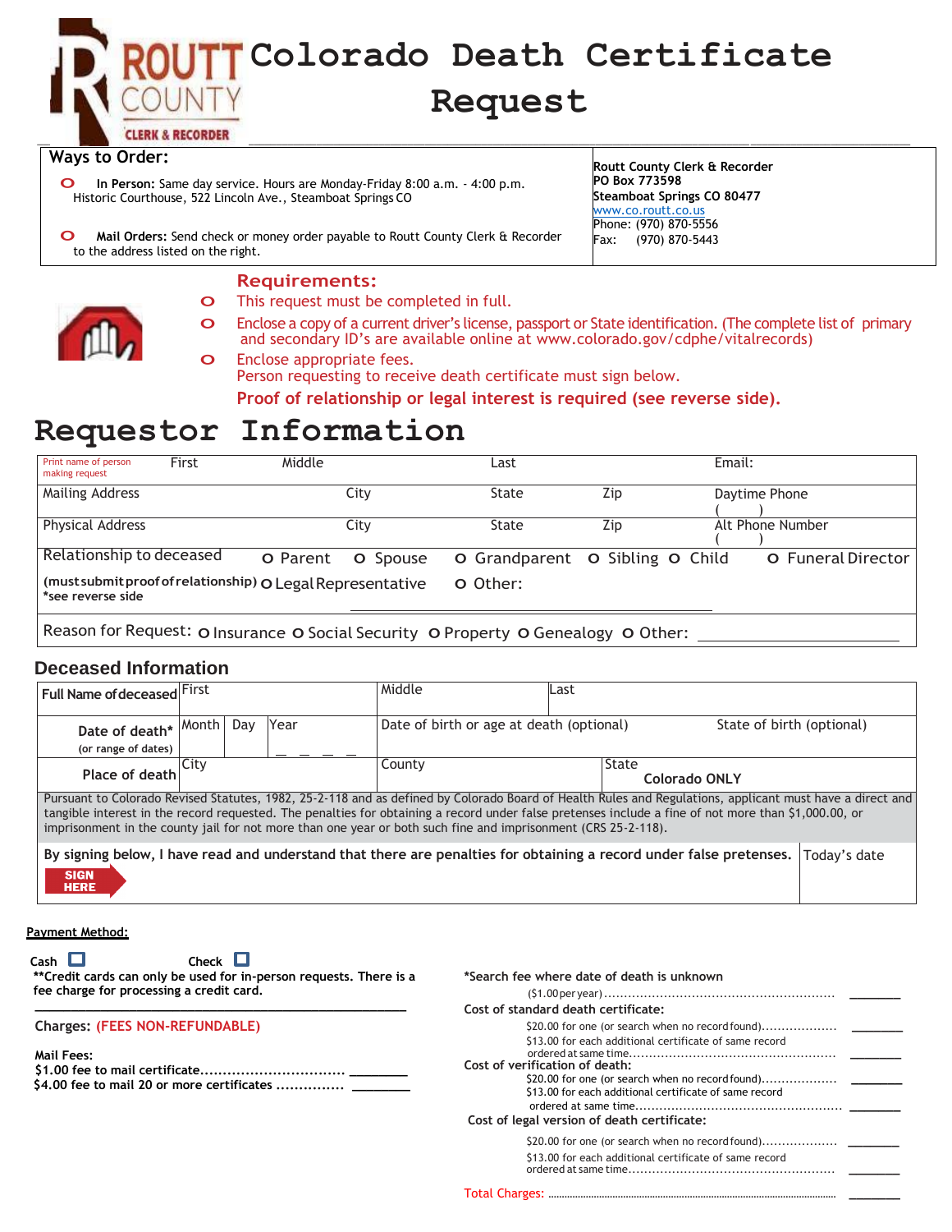# Colorado Death Certificate Request

ROUTT COUNTY CLERK & RECORDER

## Ways to Order:

- **In Person:** Same day service. Hours are Monday-Friday 8:00 a.m. - 4:00 p.m. Historic Courthouse, 522 Lincoln Ave., Steamboat Springs CO
- **Mail Orders:** Send check or money order payable to Routt County Clerk & Recorder to the address listed on the right.

**Routt County Clerk & Recorder**
**PO Box 773598**
**Steamboat Springs CO 80477**
www.co.routt.co.us
Phone: (970) 870-5556
Fax: (970) 870-5443

## Requirements:

- This request must be completed in full.
- Enclose a copy of a current driver's license, passport or State identification. (The complete list of primary and secondary ID's are available online at www.colorado.gov/cdphe/vitalrecords)
- Enclose appropriate fees.

Person requesting to receive death certificate must sign below.

**Proof of relationship or legal interest is required (see reverse side).**

# Requestor Information

| Print name of person making request | First | Middle | Last | | Email: |
|---|---|---|---|---|---|
| Mailing Address | | City | State | Zip | Daytime Phone ( ) |
| Physical Address | | City | State | Zip | Alt Phone Number ( ) |

Relationship to deceased: ○ Parent ○ Spouse ○ Grandparent ○ Sibling ○ Child ○ Funeral Director

(must submit proof of relationship) *see reverse side ○ Legal Representative ○ Other: ____________

Reason for Request: ○ Insurance ○ Social Security ○ Property ○ Genealogy ○ Other: ____________

## Deceased Information

| Full Name of deceased | First | | | Middle | Last |
|---|---|---|---|---|---|
| Date of death* (or range of dates) | Month | Day | Year _ _ _ _ | Date of birth or age at death (optional) | State of birth (optional) |
| Place of death | City | | | County | State Colorado ONLY |

Pursuant to Colorado Revised Statutes, 1982, 25-2-118 and as defined by Colorado Board of Health Rules and Regulations, applicant must have a direct and tangible interest in the record requested. The penalties for obtaining a record under false pretenses include a fine of not more than $1,000.00, or imprisonment in the county jail for not more than one year or both such fine and imprisonment (CRS 25-2-118).

**By signing below, I have read and understand that there are penalties for obtaining a record under false pretenses.** Today's date

SIGN HERE

**Payment Method:**

Cash ☐ Check ☐

**Credit cards can only be used for in-person requests. There is a fee charge for processing a credit card.**

Charges: (FEES NON-REFUNDABLE)

**Mail Fees:**

**$1.00 fee to mail certificate................................ ________**

**$4.00 fee to mail 20 or more certificates ............... ________**

*Search fee where date of death is unknown
($1.00 per year) .......................................................... ________

**Cost of standard death certificate:**
$20.00 for one (or search when no record found).................. ________
$13.00 for each additional certificate of same record ordered at same time.................................................. ________

**Cost of verification of death:**
$20.00 for one (or search when no record found).................. ________
$13.00 for each additional certificate of same record ordered at same time.................................................. ________

**Cost of legal version of death certificate:**
$20.00 for one (or search when no record found).................. ________
$13.00 for each additional certificate of same record ordered at same time.................................................. ________

Total Charges: .......................................................... ________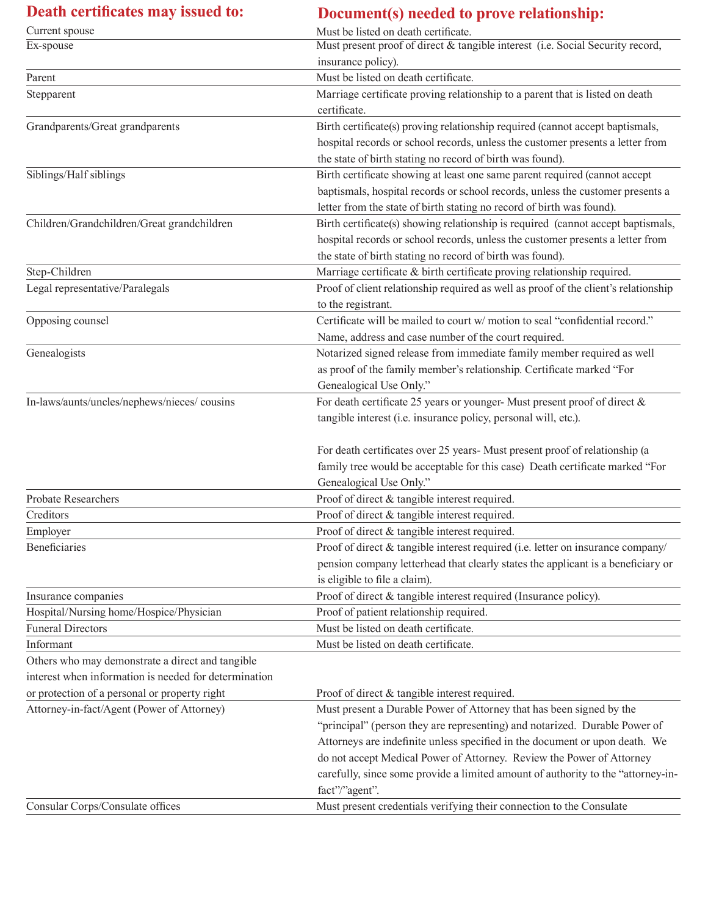| Death certificates may issued to: | Document(s) needed to prove relationship: |
|---|---|
| Current spouse | Must be listed on death certificate. |
| Ex-spouse | Must present proof of direct & tangible interest (i.e. Social Security record, insurance policy). |
| Parent | Must be listed on death certificate. |
| Stepparent | Marriage certificate proving relationship to a parent that is listed on death certificate. |
| Grandparents/Great grandparents | Birth certificate(s) proving relationship required (cannot accept baptismals, hospital records or school records, unless the customer presents a letter from the state of birth stating no record of birth was found). |
| Siblings/Half siblings | Birth certificate showing at least one same parent required (cannot accept baptismals, hospital records or school records, unless the customer presents a letter from the state of birth stating no record of birth was found). |
| Children/Grandchildren/Great grandchildren | Birth certificate(s) showing relationship is required (cannot accept baptismals, hospital records or school records, unless the customer presents a letter from the state of birth stating no record of birth was found). |
| Step-Children | Marriage certificate & birth certificate proving relationship required. |
| Legal representative/Paralegals | Proof of client relationship required as well as proof of the client's relationship to the registrant. |
| Opposing counsel | Certificate will be mailed to court w/ motion to seal "confidential record." Name, address and case number of the court required. |
| Genealogists | Notarized signed release from immediate family member required as well as proof of the family member's relationship. Certificate marked "For Genealogical Use Only." |
| In-laws/aunts/uncles/nephews/nieces/ cousins | For death certificate 25 years or younger- Must present proof of direct & tangible interest (i.e. insurance policy, personal will, etc.).<br><br>For death certificates over 25 years- Must present proof of relationship (a family tree would be acceptable for this case) Death certificate marked "For Genealogical Use Only." |
| Probate Researchers | Proof of direct & tangible interest required. |
| Creditors | Proof of direct & tangible interest required. |
| Employer | Proof of direct & tangible interest required. |
| Beneficiaries | Proof of direct & tangible interest required (i.e. letter on insurance company/ pension company letterhead that clearly states the applicant is a beneficiary or is eligible to file a claim). |
| Insurance companies | Proof of direct & tangible interest required (Insurance policy). |
| Hospital/Nursing home/Hospice/Physician | Proof of patient relationship required. |
| Funeral Directors | Must be listed on death certificate. |
| Informant | Must be listed on death certificate. |
| Others who may demonstrate a direct and tangible interest when information is needed for determination or protection of a personal or property right | Proof of direct & tangible interest required. |
| Attorney-in-fact/Agent (Power of Attorney) | Must present a Durable Power of Attorney that has been signed by the "principal" (person they are representing) and notarized. Durable Power of Attorneys are indefinite unless specified in the document or upon death. We do not accept Medical Power of Attorney. Review the Power of Attorney carefully, since some provide a limited amount of authority to the "attorney-in-fact"/"agent". |
| Consular Corps/Consulate offices | Must present credentials verifying their connection to the Consulate |